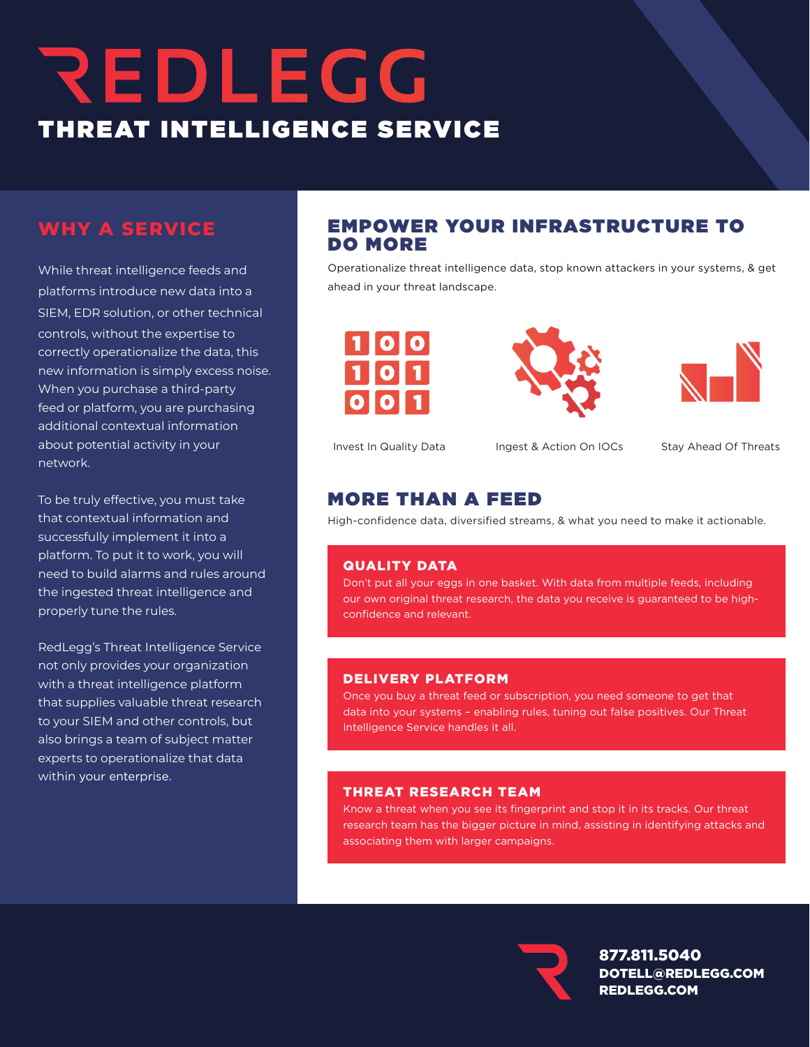# REDLEGG

## THREAT INTELLIGENCE SERVICE

## WHY A SERVICE

While threat intelligence feeds and platforms introduce new data into a SIEM, EDR solution, or other technical controls, without the expertise to correctly operationalize the data, this new information is simply excess noise. When you purchase a third-party feed or platform, you are purchasing additional contextual information about potential activity in your network.

To be truly effective, you must take that contextual information and successfully implement it into a platform. To put it to work, you will need to build alarms and rules around the ingested threat intelligence and properly tune the rules.

RedLegg's Threat Intelligence Service not only provides your organization with a threat intelligence platform that supplies valuable threat research to your SIEM and other controls, but also brings a team of subject matter experts to operationalize that data within your enterprise.

## EMPOWER YOUR INFRASTRUCTURE TO DO MORE

Operationalize threat intelligence data, stop known attackers in your systems, & get ahead in your threat landscape.

Invest In Quality Data

Ingest & Action On IOCs

Stay Ahead Of Threats

## MORE THAN A FEED

High-confidence data, diversified streams, & what you need to make it actionable.

### QUALITY DATA

Don't put all your eggs in one basket. With data from multiple feeds, including our own original threat research, the data you receive is guaranteed to be high-confidence and relevant.

### DELIVERY PLATFORM

Once you buy a threat feed or subscription, you need someone to get that data into your systems – enabling rules, tuning out false positives. Our Threat Intelligence Service handles it all.

### THREAT RESEARCH TEAM

Know a threat when you see its fingerprint and stop it in its tracks. Our threat research team has the bigger picture in mind, assisting in identifying attacks and associating them with larger campaigns.

**877.811.5040**
**DOTELL@REDLEGG.COM**
**REDLEGG.COM**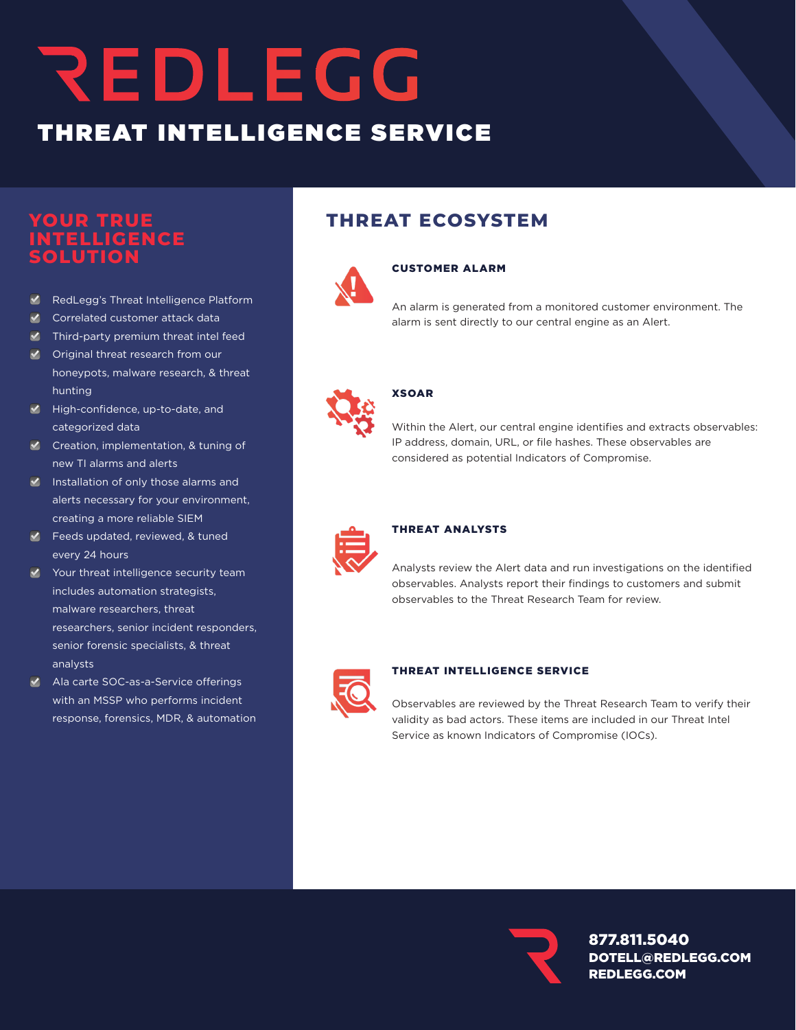# REDLEGG

## THREAT INTELLIGENCE SERVICE

### YOUR TRUE INTELLIGENCE SOLUTION

- RedLegg's Threat Intelligence Platform
- Correlated customer attack data
- Third-party premium threat intel feed
- Original threat research from our honeypots, malware research, & threat hunting
- High-confidence, up-to-date, and categorized data
- Creation, implementation, & tuning of new TI alarms and alerts
- Installation of only those alarms and alerts necessary for your environment, creating a more reliable SIEM
- Feeds updated, reviewed, & tuned every 24 hours
- Your threat intelligence security team includes automation strategists, malware researchers, threat researchers, senior incident responders, senior forensic specialists, & threat analysts
- Ala carte SOC-as-a-Service offerings with an MSSP who performs incident response, forensics, MDR, & automation

### THREAT ECOSYSTEM

#### CUSTOMER ALARM

An alarm is generated from a monitored customer environment. The alarm is sent directly to our central engine as an Alert.

#### XSOAR

Within the Alert, our central engine identifies and extracts observables: IP address, domain, URL, or file hashes. These observables are considered as potential Indicators of Compromise.

#### THREAT ANALYSTS

Analysts review the Alert data and run investigations on the identified observables. Analysts report their findings to customers and submit observables to the Threat Research Team for review.

#### THREAT INTELLIGENCE SERVICE

Observables are reviewed by the Threat Research Team to verify their validity as bad actors. These items are included in our Threat Intel Service as known Indicators of Compromise (IOCs).

**877.811.5040**
**DOTELL@REDLEGG.COM**
**REDLEGG.COM**